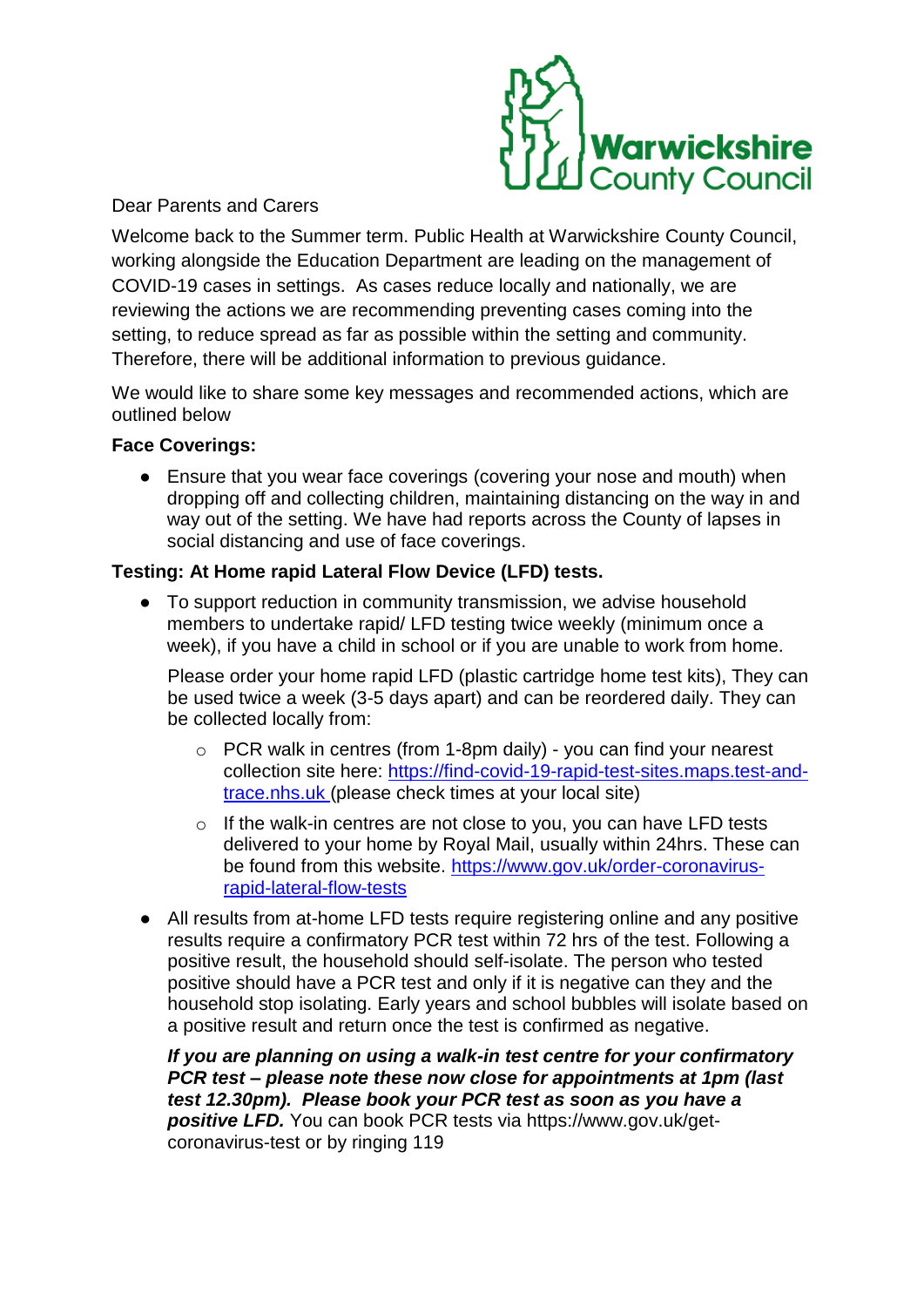Warwickshire County Council

Dear Parents and Carers

Welcome back to the Summer term. Public Health at Warwickshire County Council, working alongside the Education Department are leading on the management of COVID-19 cases in settings. As cases reduce locally and nationally, we are reviewing the actions we are recommending preventing cases coming into the setting, to reduce spread as far as possible within the setting and community. Therefore, there will be additional information to previous guidance.

We would like to share some key messages and recommended actions, which are outlined below

**Face Coverings:**

- Ensure that you wear face coverings (covering your nose and mouth) when dropping off and collecting children, maintaining distancing on the way in and way out of the setting. We have had reports across the County of lapses in social distancing and use of face coverings.

**Testing: At Home rapid Lateral Flow Device (LFD) tests.**

- To support reduction in community transmission, we advise household members to undertake rapid/ LFD testing twice weekly (minimum once a week), if you have a child in school or if you are unable to work from home.

  Please order your home rapid LFD (plastic cartridge home test kits), They can be used twice a week (3-5 days apart) and can be reordered daily. They can be collected locally from:

  - PCR walk in centres (from 1-8pm daily) - you can find your nearest collection site here: [https://find-covid-19-rapid-test-sites.maps.test-and-trace.nhs.uk](https://find-covid-19-rapid-test-sites.maps.test-and-trace.nhs.uk) (please check times at your local site)
  - If the walk-in centres are not close to you, you can have LFD tests delivered to your home by Royal Mail, usually within 24hrs. These can be found from this website. [https://www.gov.uk/order-coronavirus-rapid-lateral-flow-tests](https://www.gov.uk/order-coronavirus-rapid-lateral-flow-tests)

- All results from at-home LFD tests require registering online and any positive results require a confirmatory PCR test within 72 hrs of the test. Following a positive result, the household should self-isolate. The person who tested positive should have a PCR test and only if it is negative can they and the household stop isolating. Early years and school bubbles will isolate based on a positive result and return once the test is confirmed as negative.

  ***If you are planning on using a walk-in test centre for your confirmatory PCR test – please note these now close for appointments at 1pm (last test 12.30pm). Please book your PCR test as soon as you have a positive LFD.*** You can book PCR tests via https://www.gov.uk/get-coronavirus-test or by ringing 119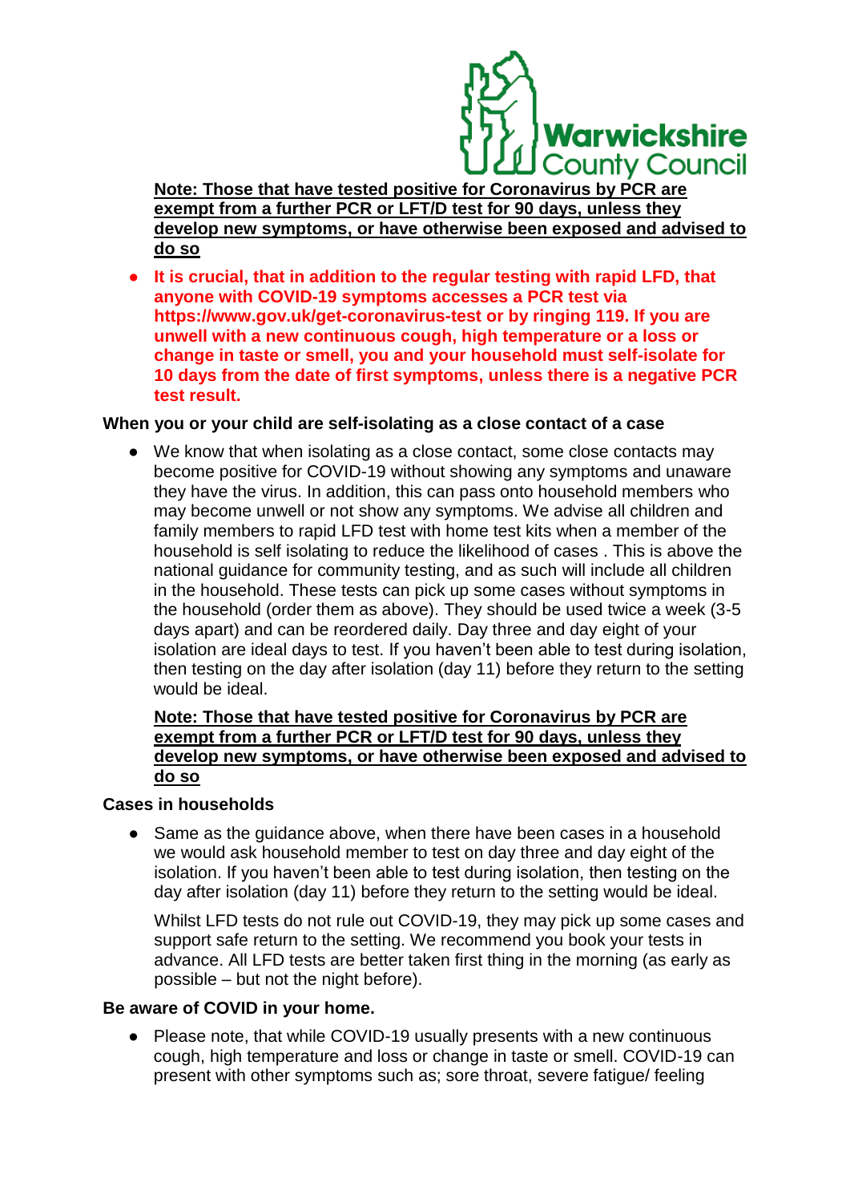**Note: Those that have tested positive for Coronavirus by PCR are exempt from a further PCR or LFT/D test for 90 days, unless they develop new symptoms, or have otherwise been exposed and advised to do so**

- **It is crucial, that in addition to the regular testing with rapid LFD, that anyone with COVID-19 symptoms accesses a PCR test via https://www.gov.uk/get-coronavirus-test or by ringing 119. If you are unwell with a new continuous cough, high temperature or a loss or change in taste or smell, you and your household must self-isolate for 10 days from the date of first symptoms, unless there is a negative PCR test result.**

**When you or your child are self-isolating as a close contact of a case**

- We know that when isolating as a close contact, some close contacts may become positive for COVID-19 without showing any symptoms and unaware they have the virus. In addition, this can pass onto household members who may become unwell or not show any symptoms. We advise all children and family members to rapid LFD test with home test kits when a member of the household is self isolating to reduce the likelihood of cases . This is above the national guidance for community testing, and as such will include all children in the household. These tests can pick up some cases without symptoms in the household (order them as above). They should be used twice a week (3-5 days apart) and can be reordered daily. Day three and day eight of your isolation are ideal days to test. If you haven't been able to test during isolation, then testing on the day after isolation (day 11) before they return to the setting would be ideal.

  **Note: Those that have tested positive for Coronavirus by PCR are exempt from a further PCR or LFT/D test for 90 days, unless they develop new symptoms, or have otherwise been exposed and advised to do so**

**Cases in households**

- Same as the guidance above, when there have been cases in a household we would ask household member to test on day three and day eight of the isolation. If you haven't been able to test during isolation, then testing on the day after isolation (day 11) before they return to the setting would be ideal.

  Whilst LFD tests do not rule out COVID-19, they may pick up some cases and support safe return to the setting. We recommend you book your tests in advance. All LFD tests are better taken first thing in the morning (as early as possible – but not the night before).

**Be aware of COVID in your home.**

- Please note, that while COVID-19 usually presents with a new continuous cough, high temperature and loss or change in taste or smell. COVID-19 can present with other symptoms such as; sore throat, severe fatigue/ feeling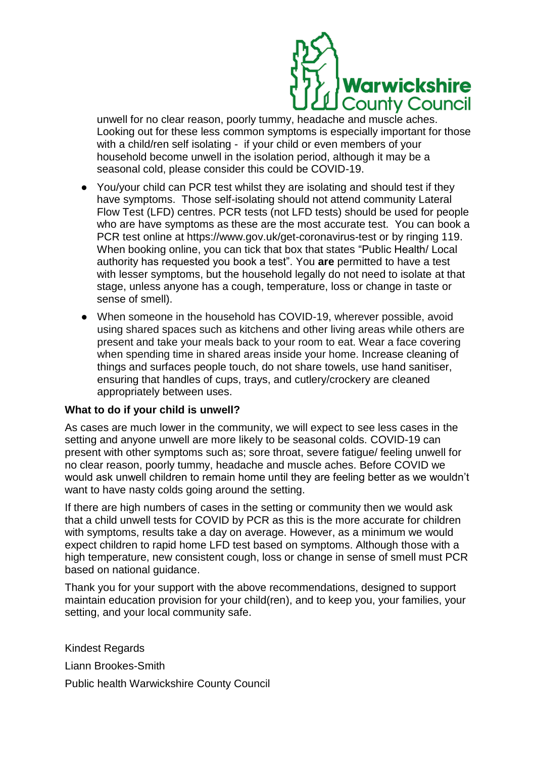unwell for no clear reason, poorly tummy, headache and muscle aches. Looking out for these less common symptoms is especially important for those with a child/ren self isolating - if your child or even members of your household become unwell in the isolation period, although it may be a seasonal cold, please consider this could be COVID-19.

- You/your child can PCR test whilst they are isolating and should test if they have symptoms. Those self-isolating should not attend community Lateral Flow Test (LFD) centres. PCR tests (not LFD tests) should be used for people who are have symptoms as these are the most accurate test. You can book a PCR test online at https://www.gov.uk/get-coronavirus-test or by ringing 119. When booking online, you can tick that box that states "Public Health/ Local authority has requested you book a test". You **are** permitted to have a test with lesser symptoms, but the household legally do not need to isolate at that stage, unless anyone has a cough, temperature, loss or change in taste or sense of smell).
- When someone in the household has COVID-19, wherever possible, avoid using shared spaces such as kitchens and other living areas while others are present and take your meals back to your room to eat. Wear a face covering when spending time in shared areas inside your home. Increase cleaning of things and surfaces people touch, do not share towels, use hand sanitiser, ensuring that handles of cups, trays, and cutlery/crockery are cleaned appropriately between uses.

**What to do if your child is unwell?**

As cases are much lower in the community, we will expect to see less cases in the setting and anyone unwell are more likely to be seasonal colds. COVID-19 can present with other symptoms such as; sore throat, severe fatigue/ feeling unwell for no clear reason, poorly tummy, headache and muscle aches. Before COVID we would ask unwell children to remain home until they are feeling better as we wouldn't want to have nasty colds going around the setting.

If there are high numbers of cases in the setting or community then we would ask that a child unwell tests for COVID by PCR as this is the more accurate for children with symptoms, results take a day on average. However, as a minimum we would expect children to rapid home LFD test based on symptoms. Although those with a high temperature, new consistent cough, loss or change in sense of smell must PCR based on national guidance.

Thank you for your support with the above recommendations, designed to support maintain education provision for your child(ren), and to keep you, your families, your setting, and your local community safe.

Kindest Regards

Liann Brookes-Smith

Public health Warwickshire County Council